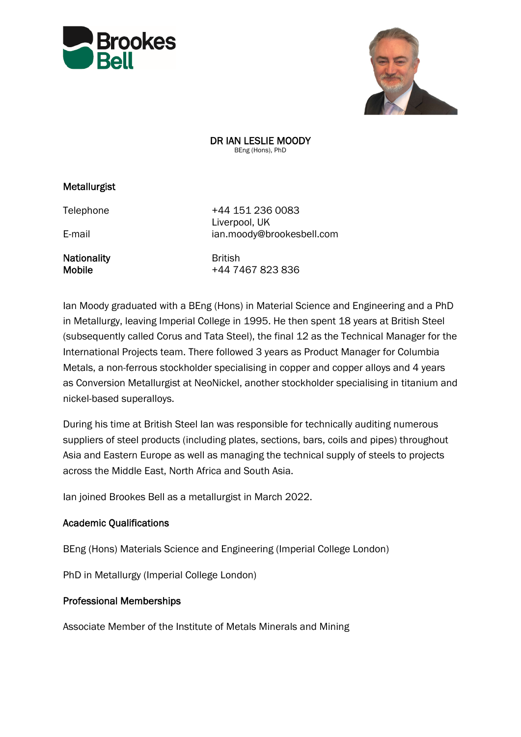# DR IAN LESLIE MOODY

BEng (Hons), PhD

**Metallurgist**

| | |
|---|---|
| Telephone | +44 151 236 0083<br>Liverpool, UK |
| E-mail | ian.moody@brookesbell.com |
| **Nationality** | British |
| **Mobile** | +44 7467 823 836 |

Ian Moody graduated with a BEng (Hons) in Material Science and Engineering and a PhD in Metallurgy, leaving Imperial College in 1995. He then spent 18 years at British Steel (subsequently called Corus and Tata Steel), the final 12 as the Technical Manager for the International Projects team. There followed 3 years as Product Manager for Columbia Metals, a non-ferrous stockholder specialising in copper and copper alloys and 4 years as Conversion Metallurgist at NeoNickel, another stockholder specialising in titanium and nickel-based superalloys.

During his time at British Steel Ian was responsible for technically auditing numerous suppliers of steel products (including plates, sections, bars, coils and pipes) throughout Asia and Eastern Europe as well as managing the technical supply of steels to projects across the Middle East, North Africa and South Asia.

Ian joined Brookes Bell as a metallurgist in March 2022.

## Academic Qualifications

BEng (Hons) Materials Science and Engineering (Imperial College London)

PhD in Metallurgy (Imperial College London)

## Professional Memberships

Associate Member of the Institute of Metals Minerals and Mining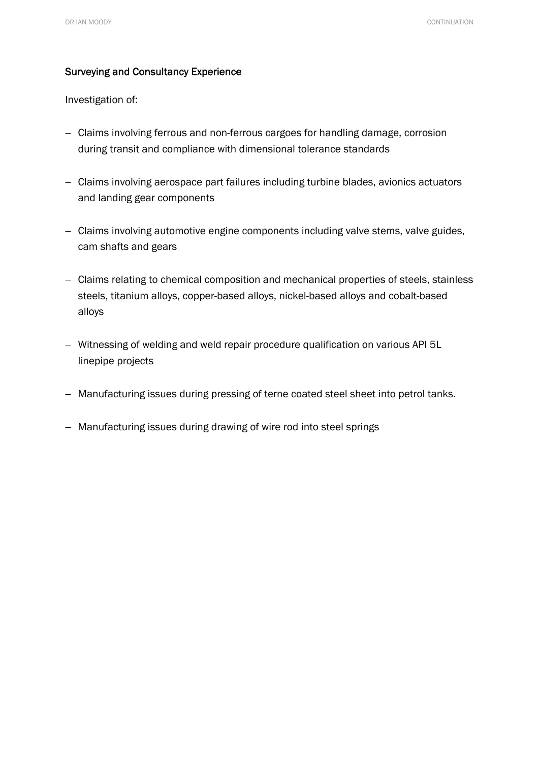## Surveying and Consultancy Experience

Investigation of:

- Claims involving ferrous and non-ferrous cargoes for handling damage, corrosion during transit and compliance with dimensional tolerance standards
- Claims involving aerospace part failures including turbine blades, avionics actuators and landing gear components
- Claims involving automotive engine components including valve stems, valve guides, cam shafts and gears
- Claims relating to chemical composition and mechanical properties of steels, stainless steels, titanium alloys, copper-based alloys, nickel-based alloys and cobalt-based alloys
- Witnessing of welding and weld repair procedure qualification on various API 5L linepipe projects
- Manufacturing issues during pressing of terne coated steel sheet into petrol tanks.
- Manufacturing issues during drawing of wire rod into steel springs